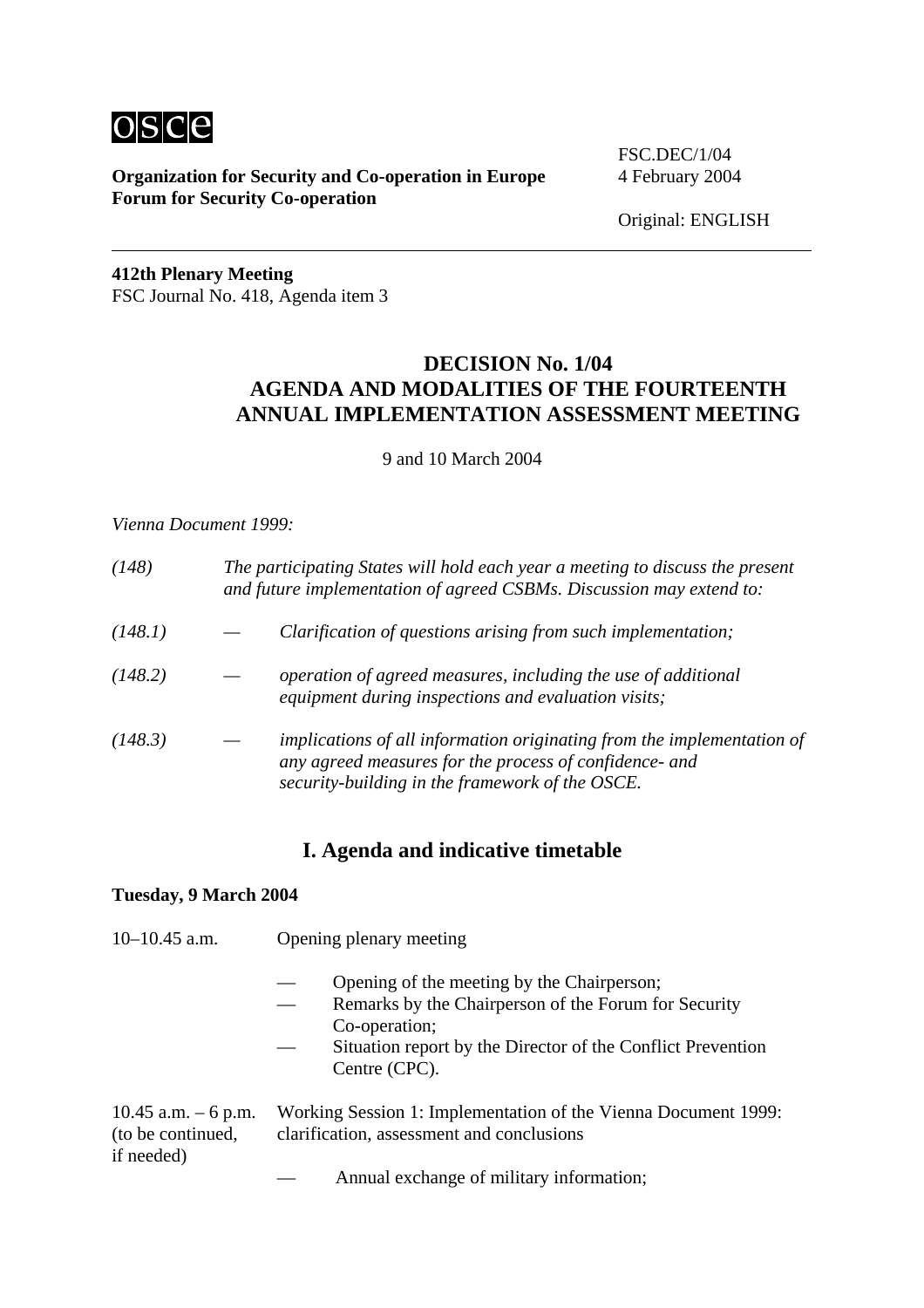**Organization for Security and Co-operation in Europe**
**Forum for Security Co-operation**

FSC.DEC/1/04
4 February 2004

Original: ENGLISH

---

**412th Plenary Meeting**
FSC Journal No. 418, Agenda item 3

## DECISION No. 1/04
## AGENDA AND MODALITIES OF THE FOURTEENTH ANNUAL IMPLEMENTATION ASSESSMENT MEETING

9 and 10 March 2004

*Vienna Document 1999:*

*(148)* *The participating States will hold each year a meeting to discuss the present and future implementation of agreed CSBMs. Discussion may extend to:*

*(148.1)* — *Clarification of questions arising from such implementation;*

*(148.2)* — *operation of agreed measures, including the use of additional equipment during inspections and evaluation visits;*

*(148.3)* — *implications of all information originating from the implementation of any agreed measures for the process of confidence- and security-building in the framework of the OSCE.*

## I. Agenda and indicative timetable

**Tuesday, 9 March 2004**

10–10.45 a.m. Opening plenary meeting

- Opening of the meeting by the Chairperson;
- Remarks by the Chairperson of the Forum for Security Co-operation;
- Situation report by the Director of the Conflict Prevention Centre (CPC).

10.45 a.m. – 6 p.m. (to be continued, if needed) Working Session 1: Implementation of the Vienna Document 1999: clarification, assessment and conclusions

- Annual exchange of military information;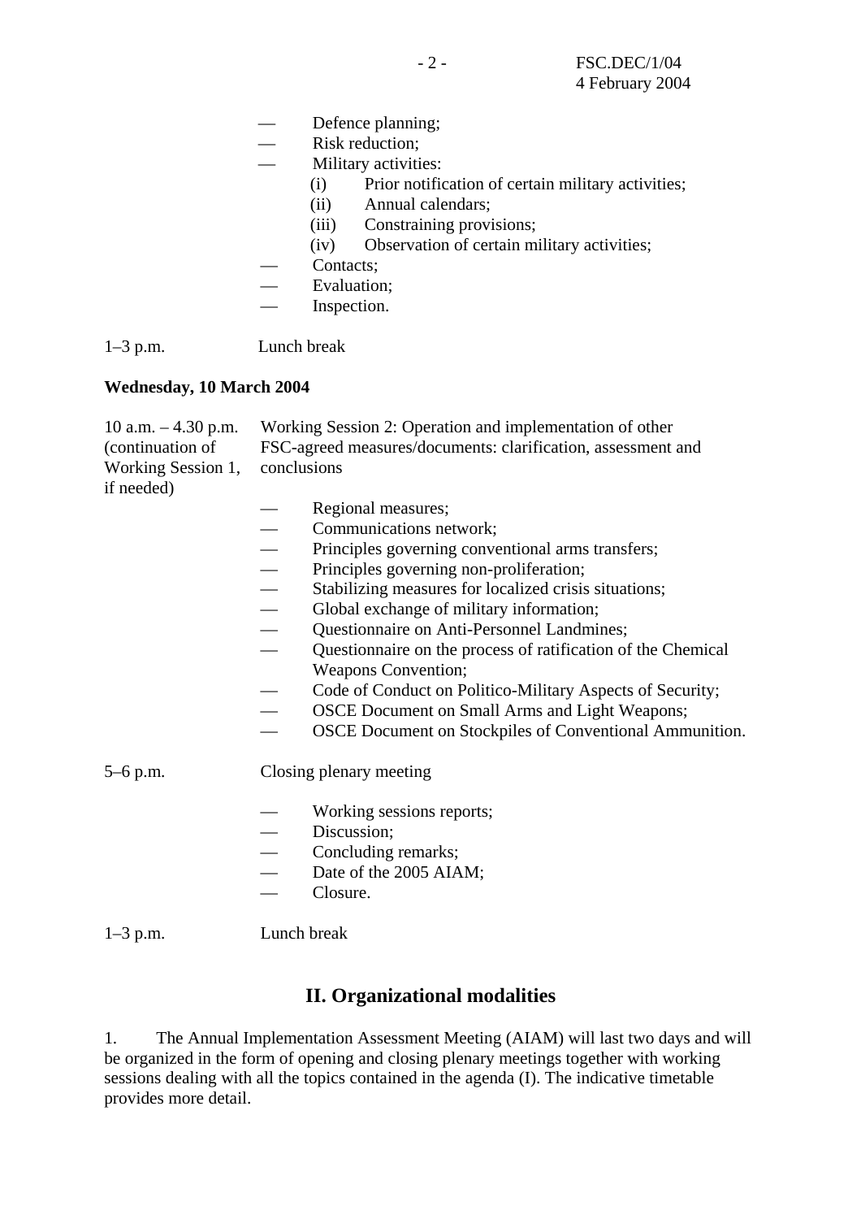- Defence planning;
- Risk reduction;
- Military activities:
  - (i) Prior notification of certain military activities;
  - (ii) Annual calendars;
  - (iii) Constraining provisions;
  - (iv) Observation of certain military activities;
- Contacts;
- Evaluation;
- Inspection.

1–3 p.m. Lunch break

**Wednesday, 10 March 2004**

10 a.m. – 4.30 p.m. (continuation of Working Session 1, if needed) Working Session 2: Operation and implementation of other FSC-agreed measures/documents: clarification, assessment and conclusions

- Regional measures;
- Communications network;
- Principles governing conventional arms transfers;
- Principles governing non-proliferation;
- Stabilizing measures for localized crisis situations;
- Global exchange of military information;
- Questionnaire on Anti-Personnel Landmines;
- Questionnaire on the process of ratification of the Chemical Weapons Convention;
- Code of Conduct on Politico-Military Aspects of Security;
- OSCE Document on Small Arms and Light Weapons;
- OSCE Document on Stockpiles of Conventional Ammunition.

5–6 p.m. Closing plenary meeting

- Working sessions reports;
- Discussion;
- Concluding remarks;
- Date of the 2005 AIAM;
- Closure.

1–3 p.m. Lunch break

## II. Organizational modalities

1. The Annual Implementation Assessment Meeting (AIAM) will last two days and will be organized in the form of opening and closing plenary meetings together with working sessions dealing with all the topics contained in the agenda (I). The indicative timetable provides more detail.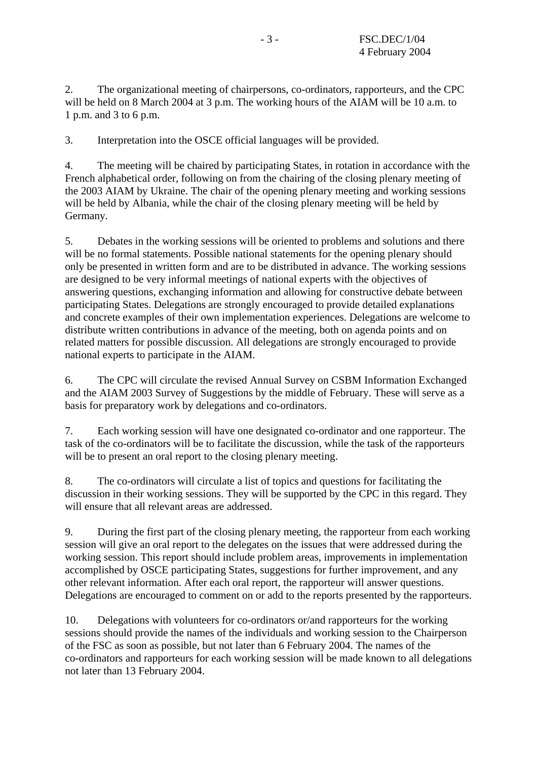2. The organizational meeting of chairpersons, co-ordinators, rapporteurs, and the CPC will be held on 8 March 2004 at 3 p.m. The working hours of the AIAM will be 10 a.m. to 1 p.m. and 3 to 6 p.m.

3. Interpretation into the OSCE official languages will be provided.

4. The meeting will be chaired by participating States, in rotation in accordance with the French alphabetical order, following on from the chairing of the closing plenary meeting of the 2003 AIAM by Ukraine. The chair of the opening plenary meeting and working sessions will be held by Albania, while the chair of the closing plenary meeting will be held by Germany.

5. Debates in the working sessions will be oriented to problems and solutions and there will be no formal statements. Possible national statements for the opening plenary should only be presented in written form and are to be distributed in advance. The working sessions are designed to be very informal meetings of national experts with the objectives of answering questions, exchanging information and allowing for constructive debate between participating States. Delegations are strongly encouraged to provide detailed explanations and concrete examples of their own implementation experiences. Delegations are welcome to distribute written contributions in advance of the meeting, both on agenda points and on related matters for possible discussion. All delegations are strongly encouraged to provide national experts to participate in the AIAM.

6. The CPC will circulate the revised Annual Survey on CSBM Information Exchanged and the AIAM 2003 Survey of Suggestions by the middle of February. These will serve as a basis for preparatory work by delegations and co-ordinators.

7. Each working session will have one designated co-ordinator and one rapporteur. The task of the co-ordinators will be to facilitate the discussion, while the task of the rapporteurs will be to present an oral report to the closing plenary meeting.

8. The co-ordinators will circulate a list of topics and questions for facilitating the discussion in their working sessions. They will be supported by the CPC in this regard. They will ensure that all relevant areas are addressed.

9. During the first part of the closing plenary meeting, the rapporteur from each working session will give an oral report to the delegates on the issues that were addressed during the working session. This report should include problem areas, improvements in implementation accomplished by OSCE participating States, suggestions for further improvement, and any other relevant information. After each oral report, the rapporteur will answer questions. Delegations are encouraged to comment on or add to the reports presented by the rapporteurs.

10. Delegations with volunteers for co-ordinators or/and rapporteurs for the working sessions should provide the names of the individuals and working session to the Chairperson of the FSC as soon as possible, but not later than 6 February 2004. The names of the co-ordinators and rapporteurs for each working session will be made known to all delegations not later than 13 February 2004.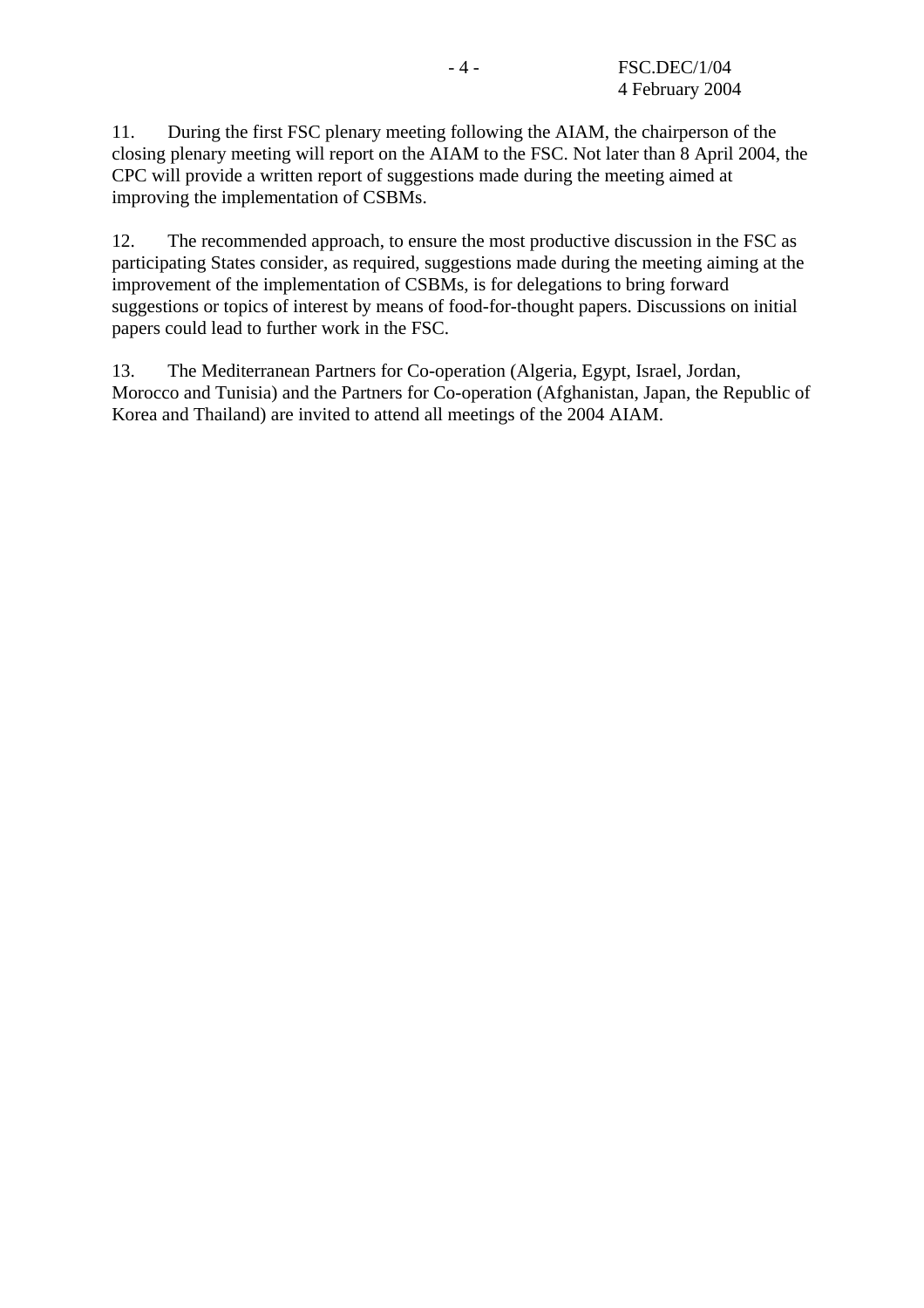11. During the first FSC plenary meeting following the AIAM, the chairperson of the closing plenary meeting will report on the AIAM to the FSC. Not later than 8 April 2004, the CPC will provide a written report of suggestions made during the meeting aimed at improving the implementation of CSBMs.

12. The recommended approach, to ensure the most productive discussion in the FSC as participating States consider, as required, suggestions made during the meeting aiming at the improvement of the implementation of CSBMs, is for delegations to bring forward suggestions or topics of interest by means of food-for-thought papers. Discussions on initial papers could lead to further work in the FSC.

13. The Mediterranean Partners for Co-operation (Algeria, Egypt, Israel, Jordan, Morocco and Tunisia) and the Partners for Co-operation (Afghanistan, Japan, the Republic of Korea and Thailand) are invited to attend all meetings of the 2004 AIAM.